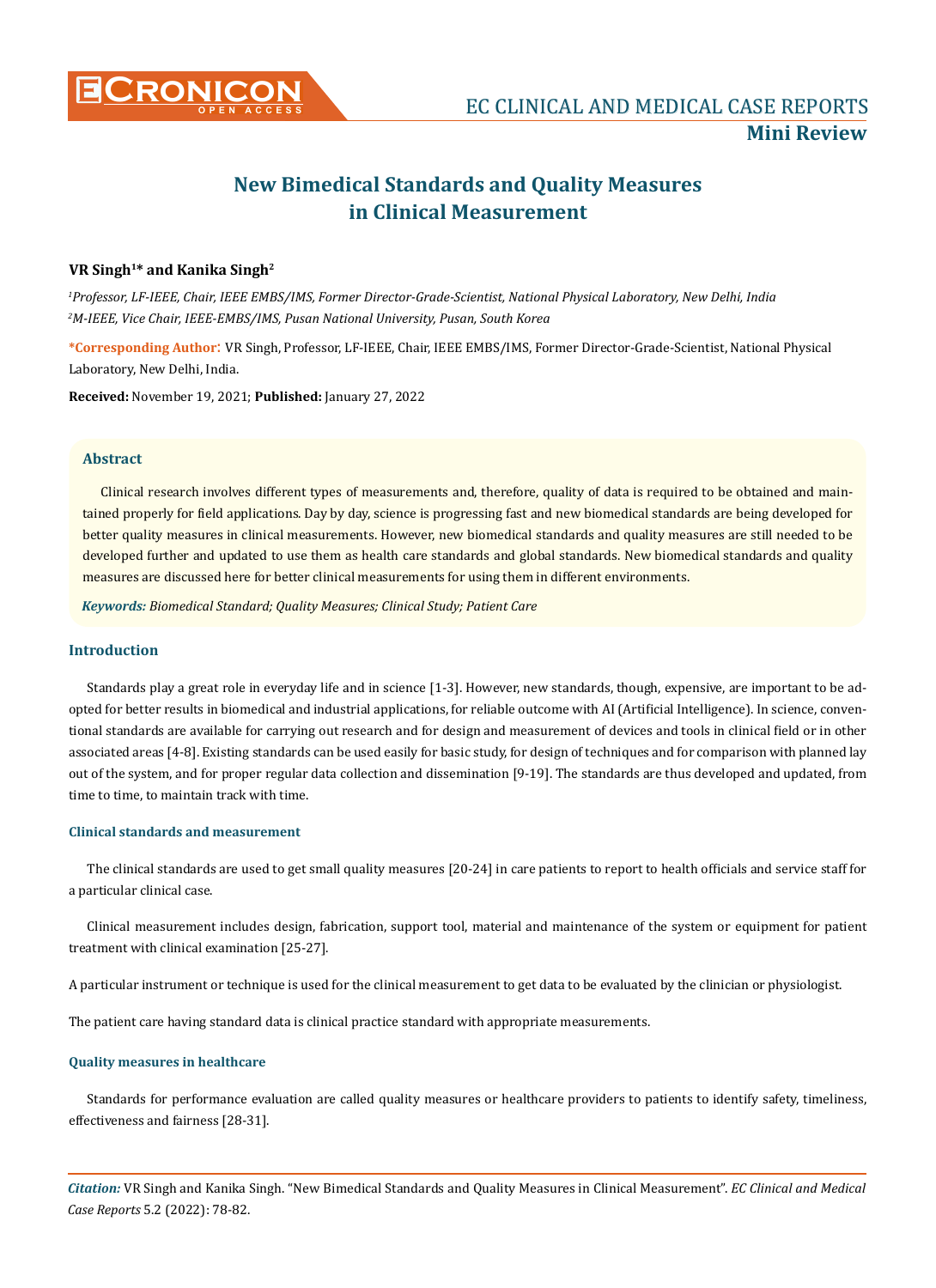# New Bimedical Standards and Quality Measures in Clinical Measurement

**VR Singh[1]* and Kanika Singh[2]**

*[1]Professor, LF-IEEE, Chair, IEEE EMBS/IMS, Former Director-Grade-Scientist, National Physical Laboratory, New Delhi, India*
*[2]M-IEEE, Vice Chair, IEEE-EMBS/IMS, Pusan National University, Pusan, South Korea*

**\*Corresponding Author:** VR Singh, Professor, LF-IEEE, Chair, IEEE EMBS/IMS, Former Director-Grade-Scientist, National Physical Laboratory, New Delhi, India.

**Received:** November 19, 2021; **Published:** January 27, 2022

## Abstract

Clinical research involves different types of measurements and, therefore, quality of data is required to be obtained and maintained properly for field applications. Day by day, science is progressing fast and new biomedical standards are being developed for better quality measures in clinical measurements. However, new biomedical standards and quality measures are still needed to be developed further and updated to use them as health care standards and global standards. New biomedical standards and quality measures are discussed here for better clinical measurements for using them in different environments.

***Keywords:*** *Biomedical Standard; Quality Measures; Clinical Study; Patient Care*

## Introduction

Standards play a great role in everyday life and in science [1-3]. However, new standards, though, expensive, are important to be adopted for better results in biomedical and industrial applications, for reliable outcome with AI (Artificial Intelligence). In science, conventional standards are available for carrying out research and for design and measurement of devices and tools in clinical field or in other associated areas [4-8]. Existing standards can be used easily for basic study, for design of techniques and for comparison with planned lay out of the system, and for proper regular data collection and dissemination [9-19]. The standards are thus developed and updated, from time to time, to maintain track with time.

### Clinical standards and measurement

The clinical standards are used to get small quality measures [20-24] in care patients to report to health officials and service staff for a particular clinical case.

Clinical measurement includes design, fabrication, support tool, material and maintenance of the system or equipment for patient treatment with clinical examination [25-27].

A particular instrument or technique is used for the clinical measurement to get data to be evaluated by the clinician or physiologist.

The patient care having standard data is clinical practice standard with appropriate measurements.

### Quality measures in healthcare

Standards for performance evaluation are called quality measures or healthcare providers to patients to identify safety, timeliness, effectiveness and fairness [28-31].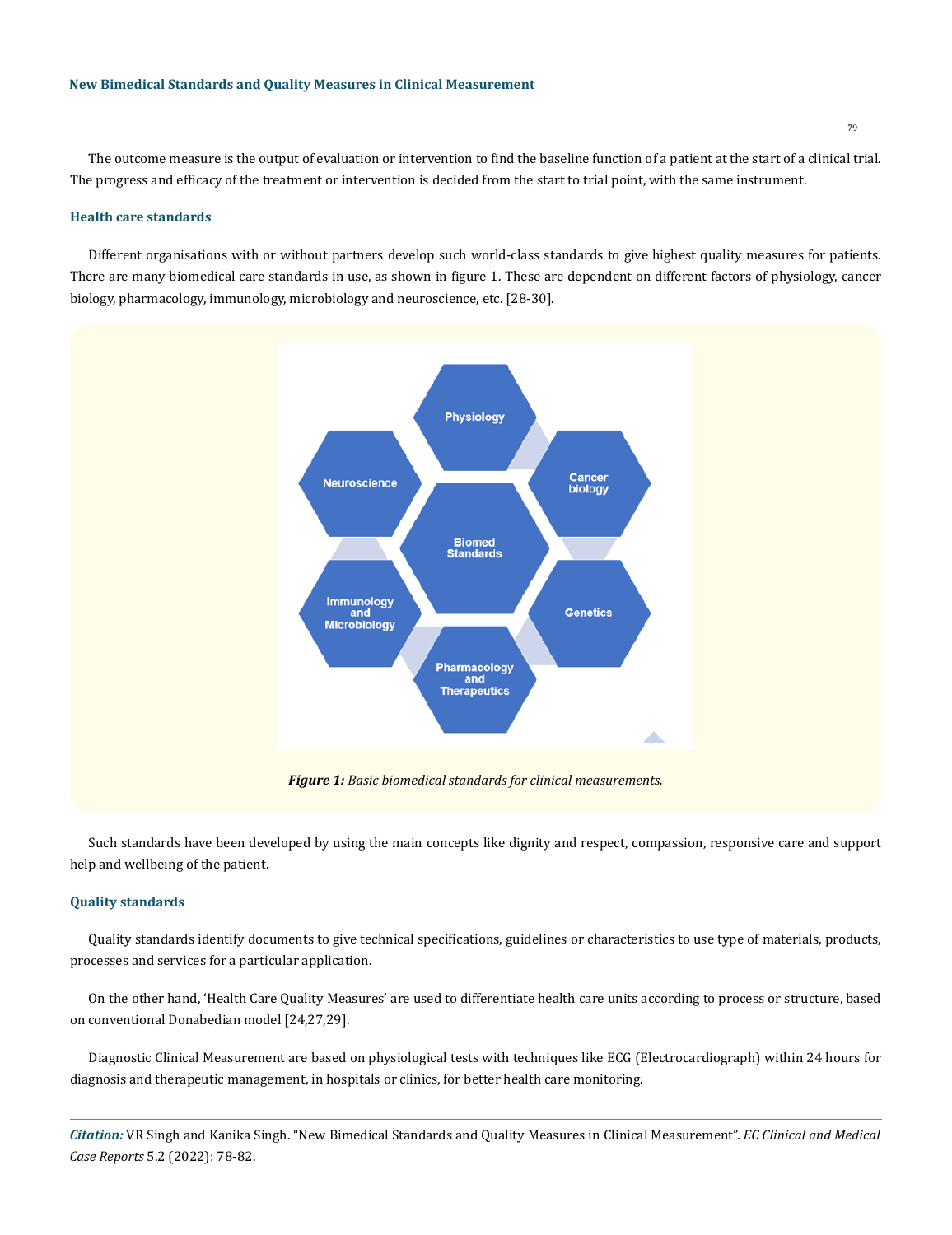The outcome measure is the output of evaluation or intervention to find the baseline function of a patient at the start of a clinical trial. The progress and efficacy of the treatment or intervention is decided from the start to trial point, with the same instrument.

### Health care standards

Different organisations with or without partners develop such world-class standards to give highest quality measures for patients. There are many biomedical care standards in use, as shown in figure 1. These are dependent on different factors of physiology, cancer biology, pharmacology, immunology, microbiology and neuroscience, etc. [28-30].

***Figure 1:*** *Basic biomedical standards for clinical measurements.*

Such standards have been developed by using the main concepts like dignity and respect, compassion, responsive care and support help and wellbeing of the patient.

### Quality standards

Quality standards identify documents to give technical specifications, guidelines or characteristics to use type of materials, products, processes and services for a particular application.

On the other hand, 'Health Care Quality Measures' are used to differentiate health care units according to process or structure, based on conventional Donabedian model [24,27,29].

Diagnostic Clinical Measurement are based on physiological tests with techniques like ECG (Electrocardiograph) within 24 hours for diagnosis and therapeutic management, in hospitals or clinics, for better health care monitoring.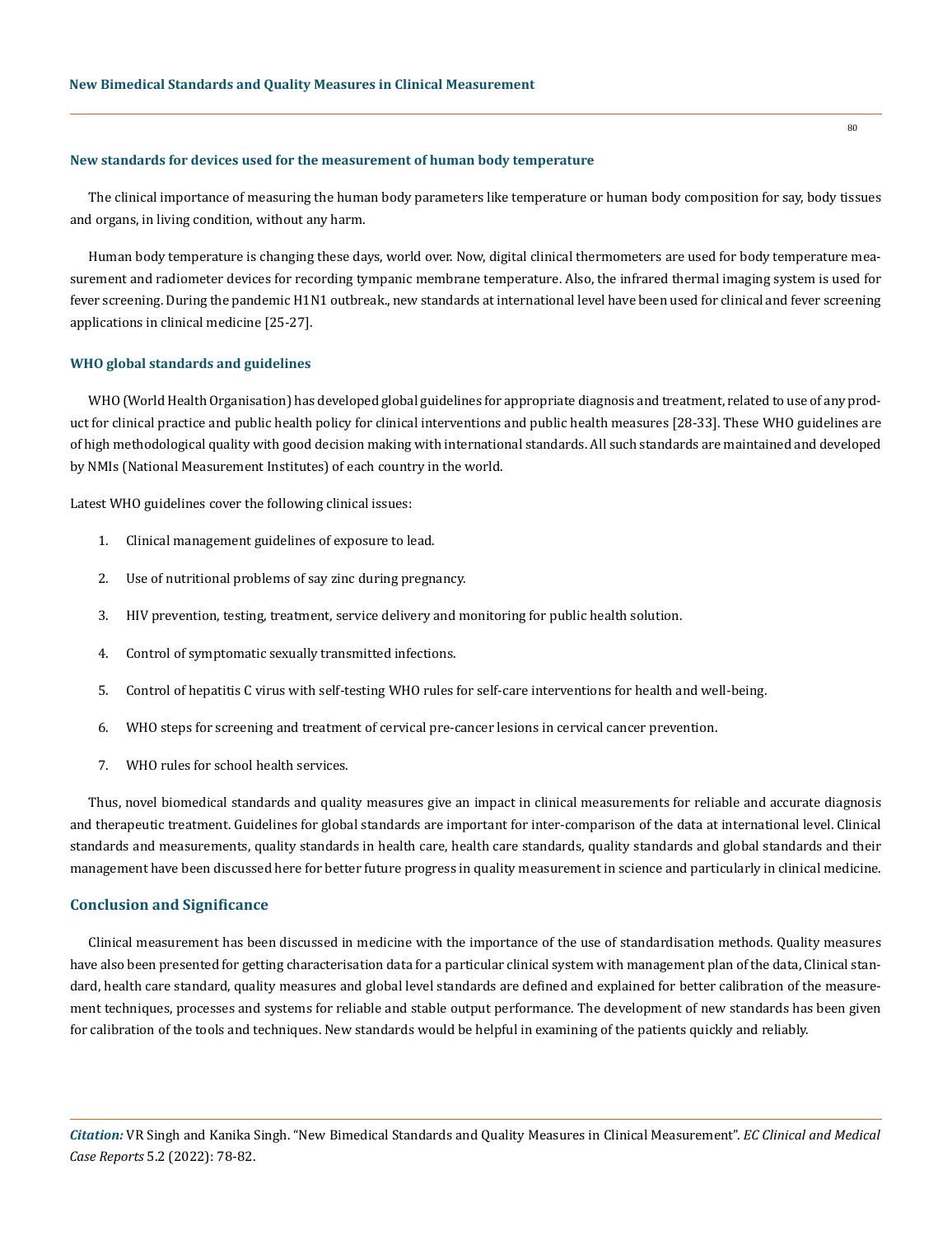### New standards for devices used for the measurement of human body temperature

The clinical importance of measuring the human body parameters like temperature or human body composition for say, body tissues and organs, in living condition, without any harm.

Human body temperature is changing these days, world over. Now, digital clinical thermometers are used for body temperature measurement and radiometer devices for recording tympanic membrane temperature. Also, the infrared thermal imaging system is used for fever screening. During the pandemic H1N1 outbreak., new standards at international level have been used for clinical and fever screening applications in clinical medicine [25-27].

### WHO global standards and guidelines

WHO (World Health Organisation) has developed global guidelines for appropriate diagnosis and treatment, related to use of any product for clinical practice and public health policy for clinical interventions and public health measures [28-33]. These WHO guidelines are of high methodological quality with good decision making with international standards. All such standards are maintained and developed by NMIs (National Measurement Institutes) of each country in the world.

Latest WHO guidelines cover the following clinical issues:

1. Clinical management guidelines of exposure to lead.
2. Use of nutritional problems of say zinc during pregnancy.
3. HIV prevention, testing, treatment, service delivery and monitoring for public health solution.
4. Control of symptomatic sexually transmitted infections.
5. Control of hepatitis C virus with self-testing WHO rules for self-care interventions for health and well-being.
6. WHO steps for screening and treatment of cervical pre-cancer lesions in cervical cancer prevention.
7. WHO rules for school health services.

Thus, novel biomedical standards and quality measures give an impact in clinical measurements for reliable and accurate diagnosis and therapeutic treatment. Guidelines for global standards are important for inter-comparison of the data at international level. Clinical standards and measurements, quality standards in health care, health care standards, quality standards and global standards and their management have been discussed here for better future progress in quality measurement in science and particularly in clinical medicine.

## Conclusion and Significance

Clinical measurement has been discussed in medicine with the importance of the use of standardisation methods. Quality measures have also been presented for getting characterisation data for a particular clinical system with management plan of the data, Clinical standard, health care standard, quality measures and global level standards are defined and explained for better calibration of the measurement techniques, processes and systems for reliable and stable output performance. The development of new standards has been given for calibration of the tools and techniques. New standards would be helpful in examining of the patients quickly and reliably.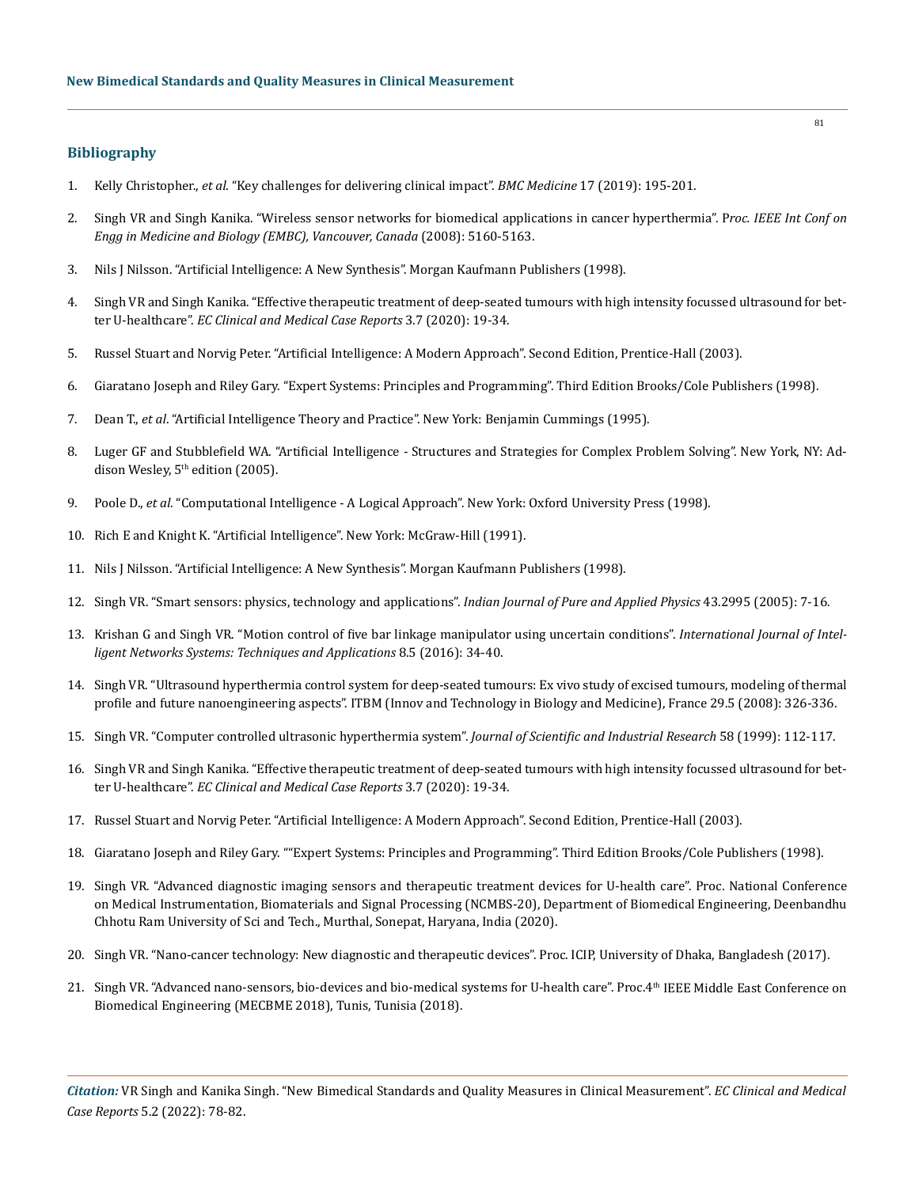## Bibliography

1. Kelly Christopher., *et al*. "Key challenges for delivering clinical impact". *BMC Medicine* 17 (2019): 195-201.
2. Singh VR and Singh Kanika. "Wireless sensor networks for biomedical applications in cancer hyperthermia". P*roc. IEEE Int Conf on Engg in Medicine and Biology (EMBC), Vancouver, Canada* (2008): 5160-5163.
3. Nils J Nilsson. "Artificial Intelligence: A New Synthesis". Morgan Kaufmann Publishers (1998).
4. Singh VR and Singh Kanika. "Effective therapeutic treatment of deep-seated tumours with high intensity focussed ultrasound for better U-healthcare". *EC Clinical and Medical Case Reports* 3.7 (2020): 19-34.
5. Russel Stuart and Norvig Peter. "Artificial Intelligence: A Modern Approach". Second Edition, Prentice-Hall (2003).
6. Giaratano Joseph and Riley Gary. "Expert Systems: Principles and Programming". Third Edition Brooks/Cole Publishers (1998).
7. Dean T., *et al*. "Artificial Intelligence Theory and Practice". New York: Benjamin Cummings (1995).
8. Luger GF and Stubblefield WA. "Artificial Intelligence - Structures and Strategies for Complex Problem Solving". New York, NY: Addison Wesley, 5th edition (2005).
9. Poole D., *et al*. "Computational Intelligence - A Logical Approach". New York: Oxford University Press (1998).
10. Rich E and Knight K. "Artificial Intelligence". New York: McGraw-Hill (1991).
11. Nils J Nilsson. "Artificial Intelligence: A New Synthesis". Morgan Kaufmann Publishers (1998).
12. Singh VR. "Smart sensors: physics, technology and applications". *Indian Journal of Pure and Applied Physics* 43.2995 (2005): 7-16.
13. Krishan G and Singh VR. "Motion control of five bar linkage manipulator using uncertain conditions". *International Journal of Intelligent Networks Systems: Techniques and Applications* 8.5 (2016): 34-40.
14. Singh VR. "Ultrasound hyperthermia control system for deep-seated tumours: Ex vivo study of excised tumours, modeling of thermal profile and future nanoengineering aspects". ITBM (Innov and Technology in Biology and Medicine), France 29.5 (2008): 326-336.
15. Singh VR. "Computer controlled ultrasonic hyperthermia system". *Journal of Scientific and Industrial Research* 58 (1999): 112-117.
16. Singh VR and Singh Kanika. "Effective therapeutic treatment of deep-seated tumours with high intensity focussed ultrasound for better U-healthcare". *EC Clinical and Medical Case Reports* 3.7 (2020): 19-34.
17. Russel Stuart and Norvig Peter. "Artificial Intelligence: A Modern Approach". Second Edition, Prentice-Hall (2003).
18. Giaratano Joseph and Riley Gary. ""Expert Systems: Principles and Programming". Third Edition Brooks/Cole Publishers (1998).
19. Singh VR. "Advanced diagnostic imaging sensors and therapeutic treatment devices for U-health care". Proc. National Conference on Medical Instrumentation, Biomaterials and Signal Processing (NCMBS-20), Department of Biomedical Engineering, Deenbandhu Chhotu Ram University of Sci and Tech., Murthal, Sonepat, Haryana, India (2020).
20. Singh VR. "Nano-cancer technology: New diagnostic and therapeutic devices". Proc. ICIP, University of Dhaka, Bangladesh (2017).
21. Singh VR. "Advanced nano-sensors, bio-devices and bio-medical systems for U-health care". Proc.4th IEEE Middle East Conference on Biomedical Engineering (MECBME 2018), Tunis, Tunisia (2018).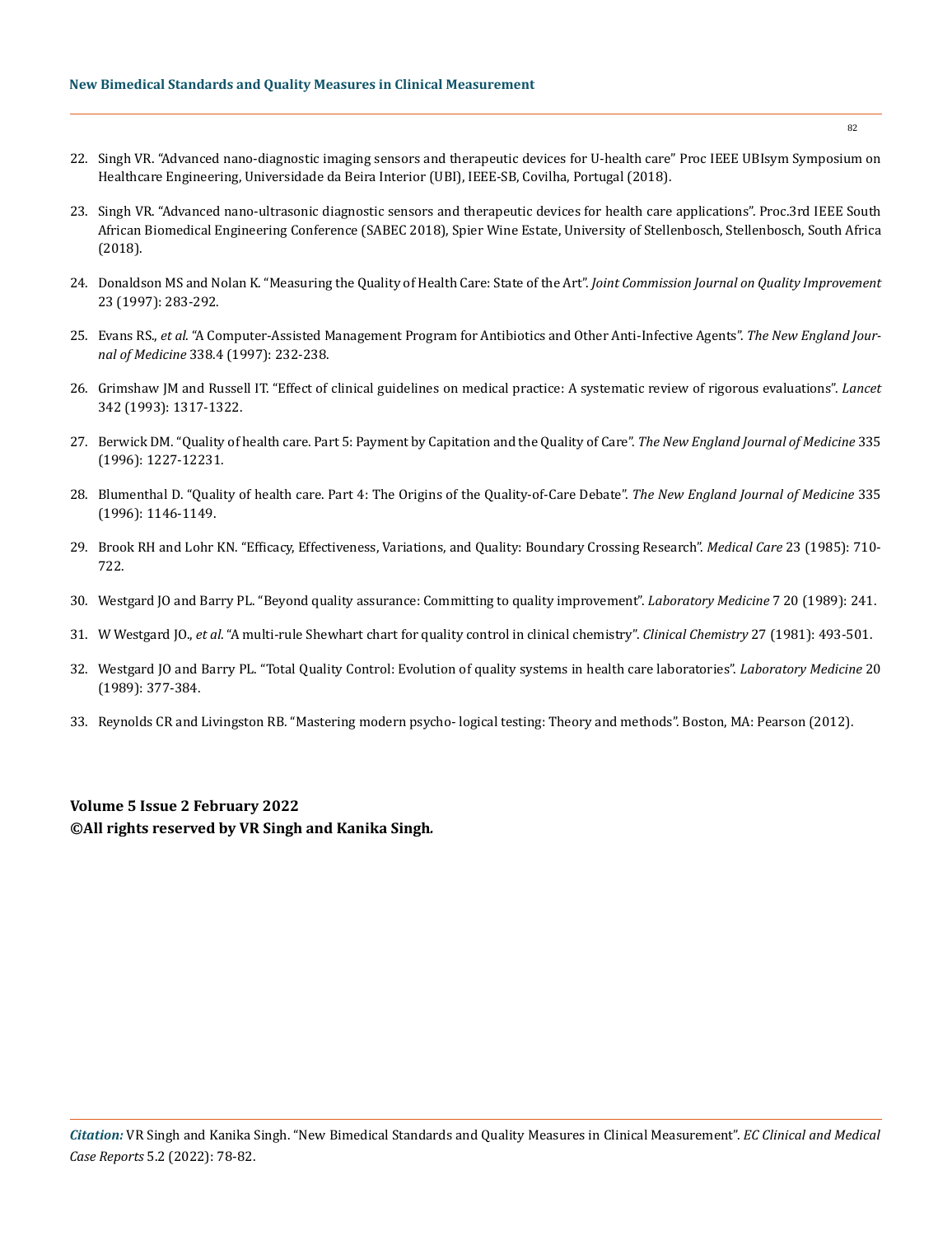22. Singh VR. "Advanced nano-diagnostic imaging sensors and therapeutic devices for U-health care" Proc IEEE UBIsym Symposium on Healthcare Engineering, Universidade da Beira Interior (UBI), IEEE-SB, Covilha, Portugal (2018).

23. Singh VR. "Advanced nano-ultrasonic diagnostic sensors and therapeutic devices for health care applications". Proc.3rd IEEE South African Biomedical Engineering Conference (SABEC 2018), Spier Wine Estate, University of Stellenbosch, Stellenbosch, South Africa (2018).

24. Donaldson MS and Nolan K. "Measuring the Quality of Health Care: State of the Art". *Joint Commission Journal on Quality Improvement* 23 (1997): 283-292.

25. Evans RS., *et al*. "A Computer-Assisted Management Program for Antibiotics and Other Anti-Infective Agents". *The New England Journal of Medicine* 338.4 (1997): 232-238.

26. Grimshaw JM and Russell IT. "Effect of clinical guidelines on medical practice: A systematic review of rigorous evaluations". *Lancet* 342 (1993): 1317-1322.

27. Berwick DM. "Quality of health care. Part 5: Payment by Capitation and the Quality of Care". *The New England Journal of Medicine* 335 (1996): 1227-12231.

28. Blumenthal D. "Quality of health care. Part 4: The Origins of the Quality-of-Care Debate". *The New England Journal of Medicine* 335 (1996): 1146-1149.

29. Brook RH and Lohr KN. "Efficacy, Effectiveness, Variations, and Quality: Boundary Crossing Research". *Medical Care* 23 (1985): 710-722.

30. Westgard JO and Barry PL. "Beyond quality assurance: Committing to quality improvement". *Laboratory Medicine* 7 20 (1989): 241.

31. W Westgard JO., *et al*. "A multi-rule Shewhart chart for quality control in clinical chemistry". *Clinical Chemistry* 27 (1981): 493-501.

32. Westgard JO and Barry PL. "Total Quality Control: Evolution of quality systems in health care laboratories". *Laboratory Medicine* 20 (1989): 377-384.

33. Reynolds CR and Livingston RB. "Mastering modern psycho- logical testing: Theory and methods". Boston, MA: Pearson (2012).

**Volume 5 Issue 2 February 2022**
**©All rights reserved by VR Singh and Kanika Singh.**